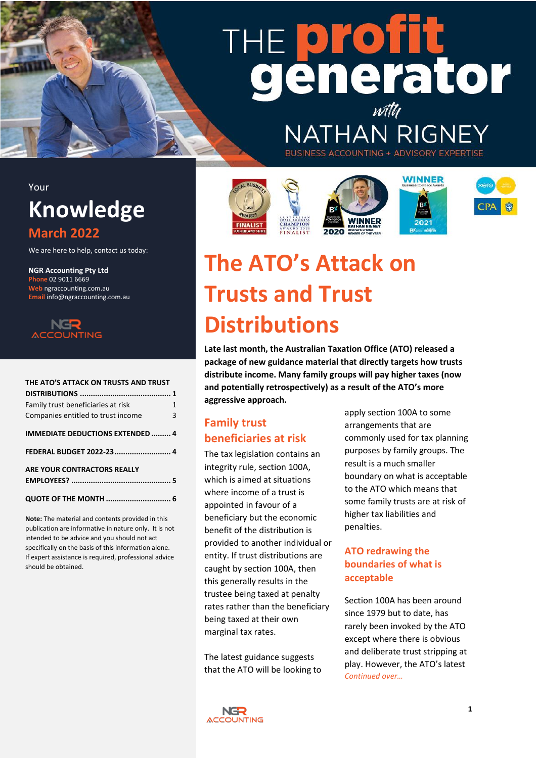# THE profit generator with NATHAN RIGNEY

BUSINESS ACCOUNTING + ADVISORY EXPERTISE

Your

## Knowledge

**March 2022**

We are here to help, contact us today:

**NGR Accounting Pty Ltd**
**Phone** 02 9011 6669
**Web** ngraccounting.com.au
**Email** info@ngraccounting.com.au

| | |
|---|---|
| **THE ATO'S ATTACK ON TRUSTS AND TRUST DISTRIBUTIONS** | **1** |
| Family trust beneficiaries at risk | 1 |
| Companies entitled to trust income | 3 |
| **IMMEDIATE DEDUCTIONS EXTENDED** | **4** |
| **FEDERAL BUDGET 2022-23** | **4** |
| **ARE YOUR CONTRACTORS REALLY EMPLOYEES?** | **5** |
| **QUOTE OF THE MONTH** | **6** |

**Note:** The material and contents provided in this publication are informative in nature only. It is not intended to be advice and you should not act specifically on the basis of this information alone. If expert assistance is required, professional advice should be obtained.

# The ATO's Attack on Trusts and Trust Distributions

**Late last month, the Australian Taxation Office (ATO) released a package of new guidance material that directly targets how trusts distribute income. Many family groups will pay higher taxes (now and potentially retrospectively) as a result of the ATO's more aggressive approach.**

## Family trust beneficiaries at risk

The tax legislation contains an integrity rule, section 100A, which is aimed at situations where income of a trust is appointed in favour of a beneficiary but the economic benefit of the distribution is provided to another individual or entity. If trust distributions are caught by section 100A, then this generally results in the trustee being taxed at penalty rates rather than the beneficiary being taxed at their own marginal tax rates.

The latest guidance suggests that the ATO will be looking to apply section 100A to some arrangements that are commonly used for tax planning purposes by family groups. The result is a much smaller boundary on what is acceptable to the ATO which means that some family trusts are at risk of higher tax liabilities and penalties.

## ATO redrawing the boundaries of what is acceptable

Section 100A has been around since 1979 but to date, has rarely been invoked by the ATO except where there is obvious and deliberate trust stripping at play. However, the ATO's latest

*Continued over…*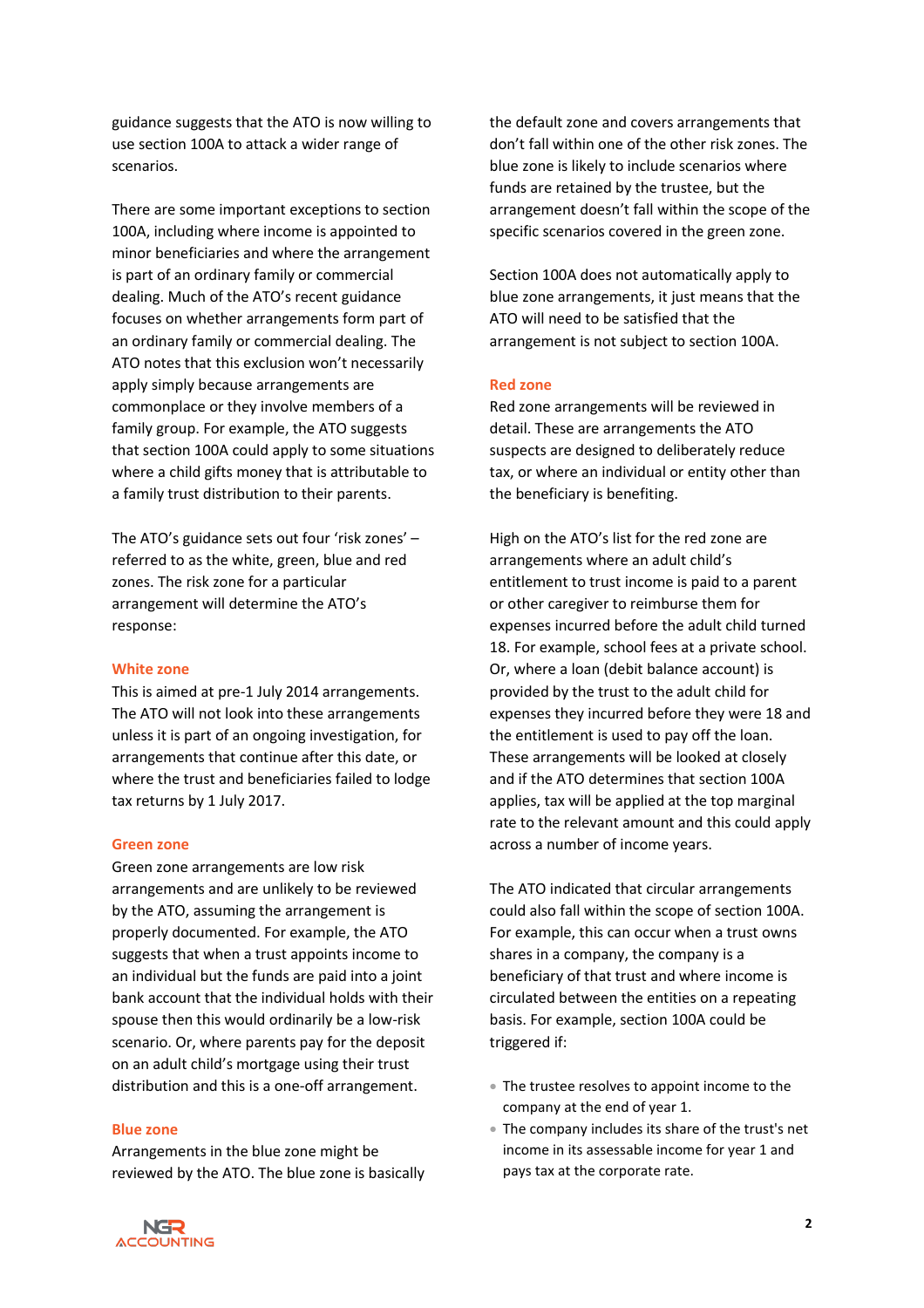guidance suggests that the ATO is now willing to use section 100A to attack a wider range of scenarios.

There are some important exceptions to section 100A, including where income is appointed to minor beneficiaries and where the arrangement is part of an ordinary family or commercial dealing. Much of the ATO's recent guidance focuses on whether arrangements form part of an ordinary family or commercial dealing. The ATO notes that this exclusion won't necessarily apply simply because arrangements are commonplace or they involve members of a family group. For example, the ATO suggests that section 100A could apply to some situations where a child gifts money that is attributable to a family trust distribution to their parents.

The ATO's guidance sets out four 'risk zones' – referred to as the white, green, blue and red zones. The risk zone for a particular arrangement will determine the ATO's response:

### White zone

This is aimed at pre-1 July 2014 arrangements. The ATO will not look into these arrangements unless it is part of an ongoing investigation, for arrangements that continue after this date, or where the trust and beneficiaries failed to lodge tax returns by 1 July 2017.

### Green zone

Green zone arrangements are low risk arrangements and are unlikely to be reviewed by the ATO, assuming the arrangement is properly documented. For example, the ATO suggests that when a trust appoints income to an individual but the funds are paid into a joint bank account that the individual holds with their spouse then this would ordinarily be a low-risk scenario. Or, where parents pay for the deposit on an adult child's mortgage using their trust distribution and this is a one-off arrangement.

### Blue zone

Arrangements in the blue zone might be reviewed by the ATO. The blue zone is basically the default zone and covers arrangements that don't fall within one of the other risk zones. The blue zone is likely to include scenarios where funds are retained by the trustee, but the arrangement doesn't fall within the scope of the specific scenarios covered in the green zone.

Section 100A does not automatically apply to blue zone arrangements, it just means that the ATO will need to be satisfied that the arrangement is not subject to section 100A.

### Red zone

Red zone arrangements will be reviewed in detail. These are arrangements the ATO suspects are designed to deliberately reduce tax, or where an individual or entity other than the beneficiary is benefiting.

High on the ATO's list for the red zone are arrangements where an adult child's entitlement to trust income is paid to a parent or other caregiver to reimburse them for expenses incurred before the adult child turned 18. For example, school fees at a private school. Or, where a loan (debit balance account) is provided by the trust to the adult child for expenses they incurred before they were 18 and the entitlement is used to pay off the loan. These arrangements will be looked at closely and if the ATO determines that section 100A applies, tax will be applied at the top marginal rate to the relevant amount and this could apply across a number of income years.

The ATO indicated that circular arrangements could also fall within the scope of section 100A. For example, this can occur when a trust owns shares in a company, the company is a beneficiary of that trust and where income is circulated between the entities on a repeating basis. For example, section 100A could be triggered if:

- The trustee resolves to appoint income to the company at the end of year 1.
- The company includes its share of the trust's net income in its assessable income for year 1 and pays tax at the corporate rate.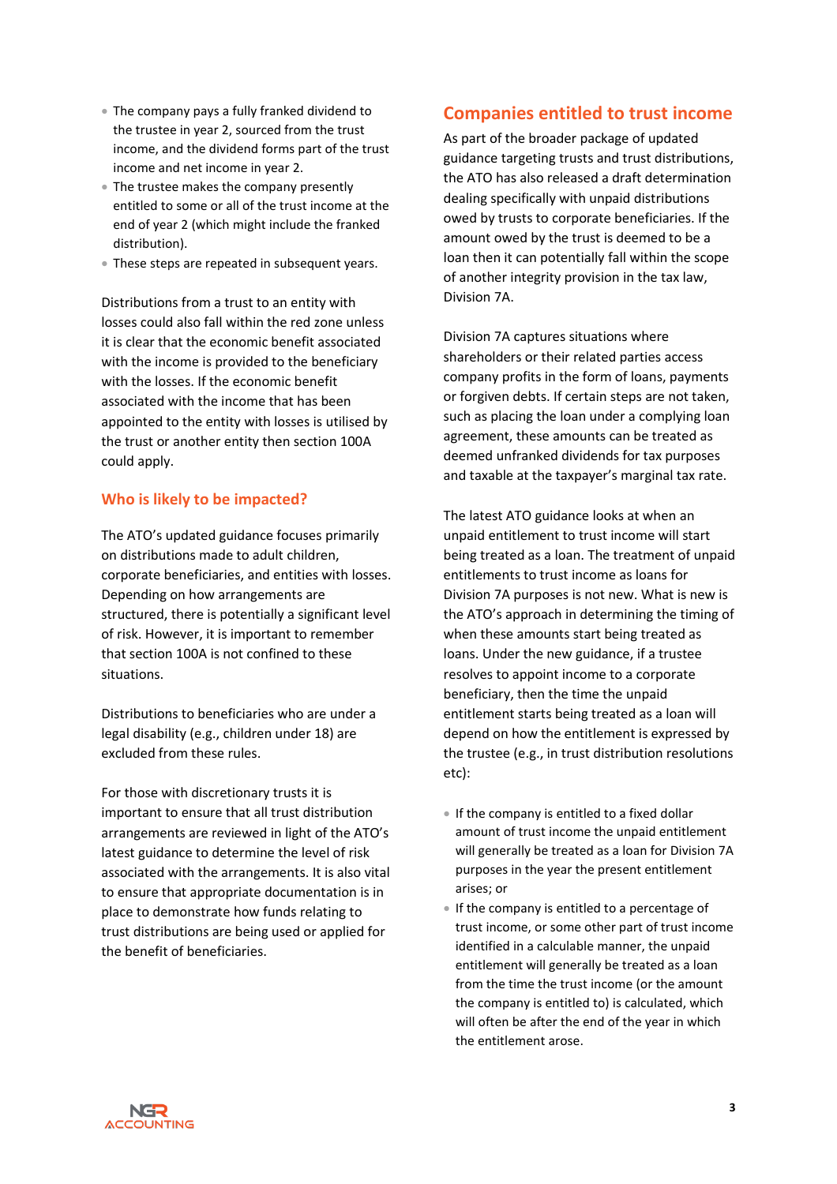- The company pays a fully franked dividend to the trustee in year 2, sourced from the trust income, and the dividend forms part of the trust income and net income in year 2.
- The trustee makes the company presently entitled to some or all of the trust income at the end of year 2 (which might include the franked distribution).
- These steps are repeated in subsequent years.

Distributions from a trust to an entity with losses could also fall within the red zone unless it is clear that the economic benefit associated with the income is provided to the beneficiary with the losses. If the economic benefit associated with the income that has been appointed to the entity with losses is utilised by the trust or another entity then section 100A could apply.

## Who is likely to be impacted?

The ATO's updated guidance focuses primarily on distributions made to adult children, corporate beneficiaries, and entities with losses. Depending on how arrangements are structured, there is potentially a significant level of risk. However, it is important to remember that section 100A is not confined to these situations.

Distributions to beneficiaries who are under a legal disability (e.g., children under 18) are excluded from these rules.

For those with discretionary trusts it is important to ensure that all trust distribution arrangements are reviewed in light of the ATO's latest guidance to determine the level of risk associated with the arrangements. It is also vital to ensure that appropriate documentation is in place to demonstrate how funds relating to trust distributions are being used or applied for the benefit of beneficiaries.

## Companies entitled to trust income

As part of the broader package of updated guidance targeting trusts and trust distributions, the ATO has also released a draft determination dealing specifically with unpaid distributions owed by trusts to corporate beneficiaries. If the amount owed by the trust is deemed to be a loan then it can potentially fall within the scope of another integrity provision in the tax law, Division 7A.

Division 7A captures situations where shareholders or their related parties access company profits in the form of loans, payments or forgiven debts. If certain steps are not taken, such as placing the loan under a complying loan agreement, these amounts can be treated as deemed unfranked dividends for tax purposes and taxable at the taxpayer's marginal tax rate.

The latest ATO guidance looks at when an unpaid entitlement to trust income will start being treated as a loan. The treatment of unpaid entitlements to trust income as loans for Division 7A purposes is not new. What is new is the ATO's approach in determining the timing of when these amounts start being treated as loans. Under the new guidance, if a trustee resolves to appoint income to a corporate beneficiary, then the time the unpaid entitlement starts being treated as a loan will depend on how the entitlement is expressed by the trustee (e.g., in trust distribution resolutions etc):

- If the company is entitled to a fixed dollar amount of trust income the unpaid entitlement will generally be treated as a loan for Division 7A purposes in the year the present entitlement arises; or
- If the company is entitled to a percentage of trust income, or some other part of trust income identified in a calculable manner, the unpaid entitlement will generally be treated as a loan from the time the trust income (or the amount the company is entitled to) is calculated, which will often be after the end of the year in which the entitlement arose.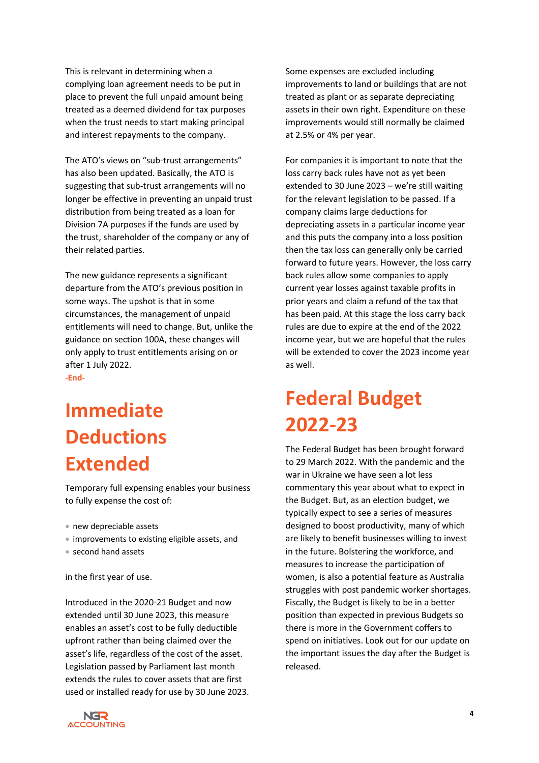This is relevant in determining when a complying loan agreement needs to be put in place to prevent the full unpaid amount being treated as a deemed dividend for tax purposes when the trust needs to start making principal and interest repayments to the company.

The ATO's views on "sub-trust arrangements" has also been updated. Basically, the ATO is suggesting that sub-trust arrangements will no longer be effective in preventing an unpaid trust distribution from being treated as a loan for Division 7A purposes if the funds are used by the trust, shareholder of the company or any of their related parties.

The new guidance represents a significant departure from the ATO's previous position in some ways. The upshot is that in some circumstances, the management of unpaid entitlements will need to change. But, unlike the guidance on section 100A, these changes will only apply to trust entitlements arising on or after 1 July 2022.

**-End-**

# Immediate Deductions Extended

Temporary full expensing enables your business to fully expense the cost of:

- new depreciable assets
- improvements to existing eligible assets, and
- second hand assets

in the first year of use.

Introduced in the 2020-21 Budget and now extended until 30 June 2023, this measure enables an asset's cost to be fully deductible upfront rather than being claimed over the asset's life, regardless of the cost of the asset. Legislation passed by Parliament last month extends the rules to cover assets that are first used or installed ready for use by 30 June 2023.

Some expenses are excluded including improvements to land or buildings that are not treated as plant or as separate depreciating assets in their own right. Expenditure on these improvements would still normally be claimed at 2.5% or 4% per year.

For companies it is important to note that the loss carry back rules have not as yet been extended to 30 June 2023 – we're still waiting for the relevant legislation to be passed. If a company claims large deductions for depreciating assets in a particular income year and this puts the company into a loss position then the tax loss can generally only be carried forward to future years. However, the loss carry back rules allow some companies to apply current year losses against taxable profits in prior years and claim a refund of the tax that has been paid. At this stage the loss carry back rules are due to expire at the end of the 2022 income year, but we are hopeful that the rules will be extended to cover the 2023 income year as well.

# Federal Budget 2022-23

The Federal Budget has been brought forward to 29 March 2022. With the pandemic and the war in Ukraine we have seen a lot less commentary this year about what to expect in the Budget. But, as an election budget, we typically expect to see a series of measures designed to boost productivity, many of which are likely to benefit businesses willing to invest in the future. Bolstering the workforce, and measures to increase the participation of women, is also a potential feature as Australia struggles with post pandemic worker shortages. Fiscally, the Budget is likely to be in a better position than expected in previous Budgets so there is more in the Government coffers to spend on initiatives. Look out for our update on the important issues the day after the Budget is released.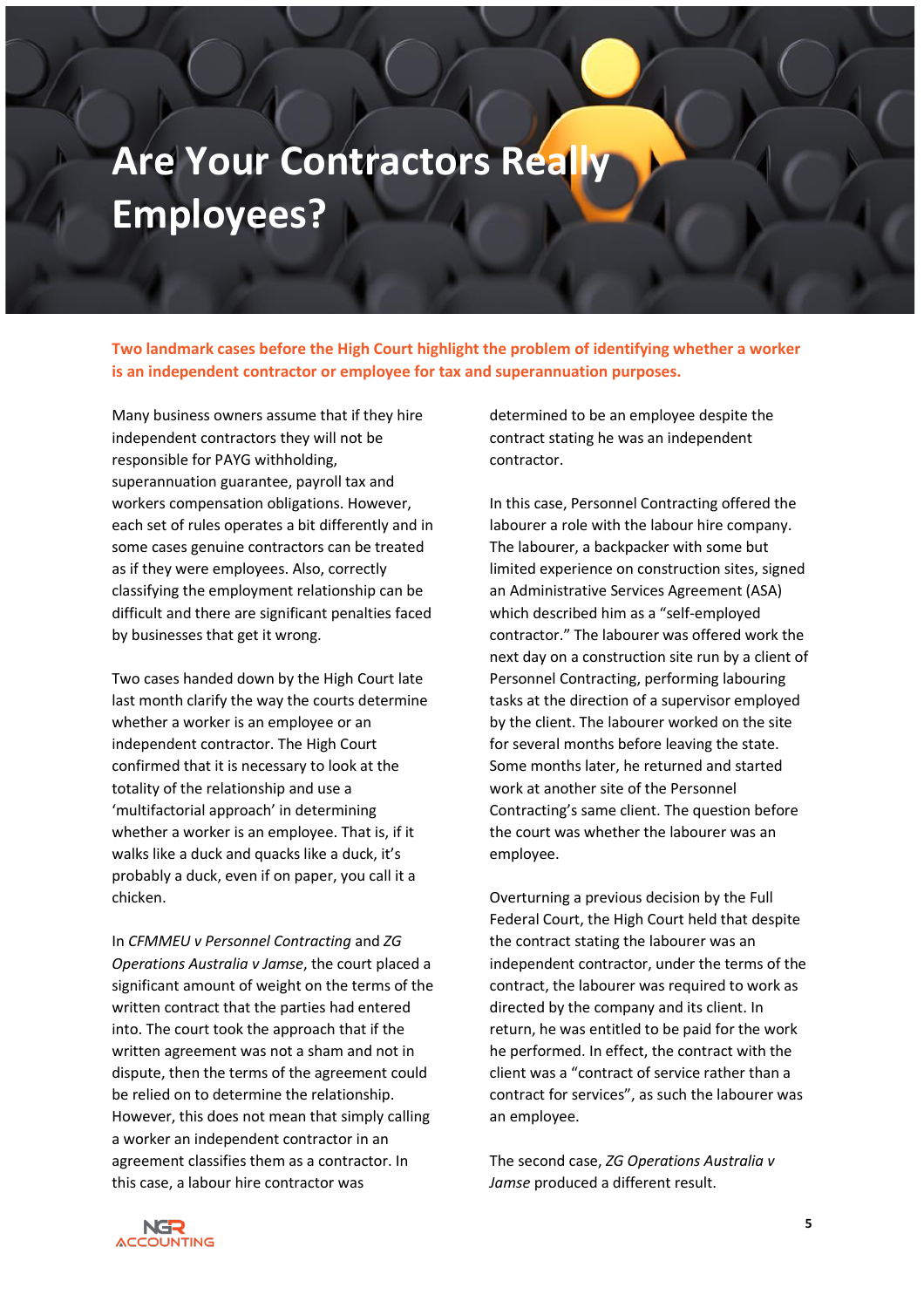# Are Your Contractors Really Employees?

**Two landmark cases before the High Court highlight the problem of identifying whether a worker is an independent contractor or employee for tax and superannuation purposes.**

Many business owners assume that if they hire independent contractors they will not be responsible for PAYG withholding, superannuation guarantee, payroll tax and workers compensation obligations. However, each set of rules operates a bit differently and in some cases genuine contractors can be treated as if they were employees. Also, correctly classifying the employment relationship can be difficult and there are significant penalties faced by businesses that get it wrong.

Two cases handed down by the High Court late last month clarify the way the courts determine whether a worker is an employee or an independent contractor. The High Court confirmed that it is necessary to look at the totality of the relationship and use a 'multifactorial approach' in determining whether a worker is an employee. That is, if it walks like a duck and quacks like a duck, it's probably a duck, even if on paper, you call it a chicken.

In *CFMMEU v Personnel Contracting* and *ZG Operations Australia v Jamse*, the court placed a significant amount of weight on the terms of the written contract that the parties had entered into. The court took the approach that if the written agreement was not a sham and not in dispute, then the terms of the agreement could be relied on to determine the relationship. However, this does not mean that simply calling a worker an independent contractor in an agreement classifies them as a contractor. In this case, a labour hire contractor was determined to be an employee despite the contract stating he was an independent contractor.

In this case, Personnel Contracting offered the labourer a role with the labour hire company. The labourer, a backpacker with some but limited experience on construction sites, signed an Administrative Services Agreement (ASA) which described him as a "self-employed contractor." The labourer was offered work the next day on a construction site run by a client of Personnel Contracting, performing labouring tasks at the direction of a supervisor employed by the client. The labourer worked on the site for several months before leaving the state. Some months later, he returned and started work at another site of the Personnel Contracting's same client. The question before the court was whether the labourer was an employee.

Overturning a previous decision by the Full Federal Court, the High Court held that despite the contract stating the labourer was an independent contractor, under the terms of the contract, the labourer was required to work as directed by the company and its client. In return, he was entitled to be paid for the work he performed. In effect, the contract with the client was a "contract of service rather than a contract for services", as such the labourer was an employee.

The second case, *ZG Operations Australia v Jamse* produced a different result.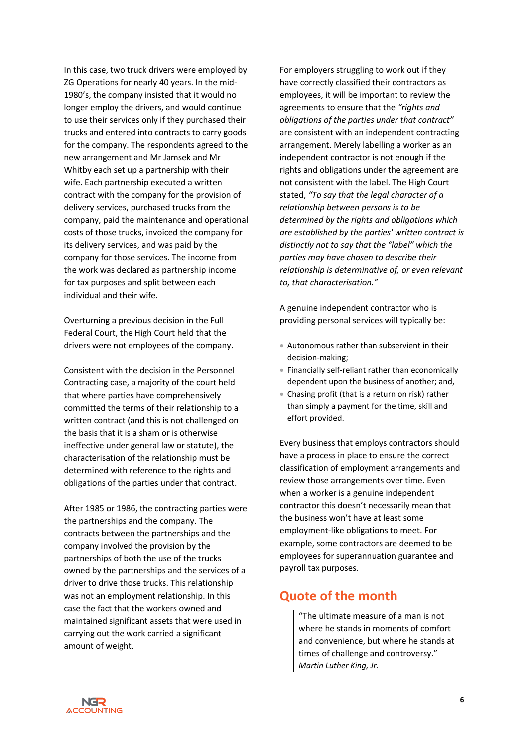In this case, two truck drivers were employed by ZG Operations for nearly 40 years. In the mid-1980's, the company insisted that it would no longer employ the drivers, and would continue to use their services only if they purchased their trucks and entered into contracts to carry goods for the company. The respondents agreed to the new arrangement and Mr Jamsek and Mr Whitby each set up a partnership with their wife. Each partnership executed a written contract with the company for the provision of delivery services, purchased trucks from the company, paid the maintenance and operational costs of those trucks, invoiced the company for its delivery services, and was paid by the company for those services. The income from the work was declared as partnership income for tax purposes and split between each individual and their wife.

Overturning a previous decision in the Full Federal Court, the High Court held that the drivers were not employees of the company.

Consistent with the decision in the Personnel Contracting case, a majority of the court held that where parties have comprehensively committed the terms of their relationship to a written contract (and this is not challenged on the basis that it is a sham or is otherwise ineffective under general law or statute), the characterisation of the relationship must be determined with reference to the rights and obligations of the parties under that contract.

After 1985 or 1986, the contracting parties were the partnerships and the company. The contracts between the partnerships and the company involved the provision by the partnerships of both the use of the trucks owned by the partnerships and the services of a driver to drive those trucks. This relationship was not an employment relationship. In this case the fact that the workers owned and maintained significant assets that were used in carrying out the work carried a significant amount of weight.

For employers struggling to work out if they have correctly classified their contractors as employees, it will be important to review the agreements to ensure that the *"rights and obligations of the parties under that contract"* are consistent with an independent contracting arrangement. Merely labelling a worker as an independent contractor is not enough if the rights and obligations under the agreement are not consistent with the label. The High Court stated, *"To say that the legal character of a relationship between persons is to be determined by the rights and obligations which are established by the parties' written contract is distinctly not to say that the "label" which the parties may have chosen to describe their relationship is determinative of, or even relevant to, that characterisation."*

A genuine independent contractor who is providing personal services will typically be:

- Autonomous rather than subservient in their decision-making;
- Financially self-reliant rather than economically dependent upon the business of another; and,
- Chasing profit (that is a return on risk) rather than simply a payment for the time, skill and effort provided.

Every business that employs contractors should have a process in place to ensure the correct classification of employment arrangements and review those arrangements over time. Even when a worker is a genuine independent contractor this doesn't necessarily mean that the business won't have at least some employment-like obligations to meet. For example, some contractors are deemed to be employees for superannuation guarantee and payroll tax purposes.

## Quote of the month

> "The ultimate measure of a man is not where he stands in moments of comfort and convenience, but where he stands at times of challenge and controversy."
> *Martin Luther King, Jr.*